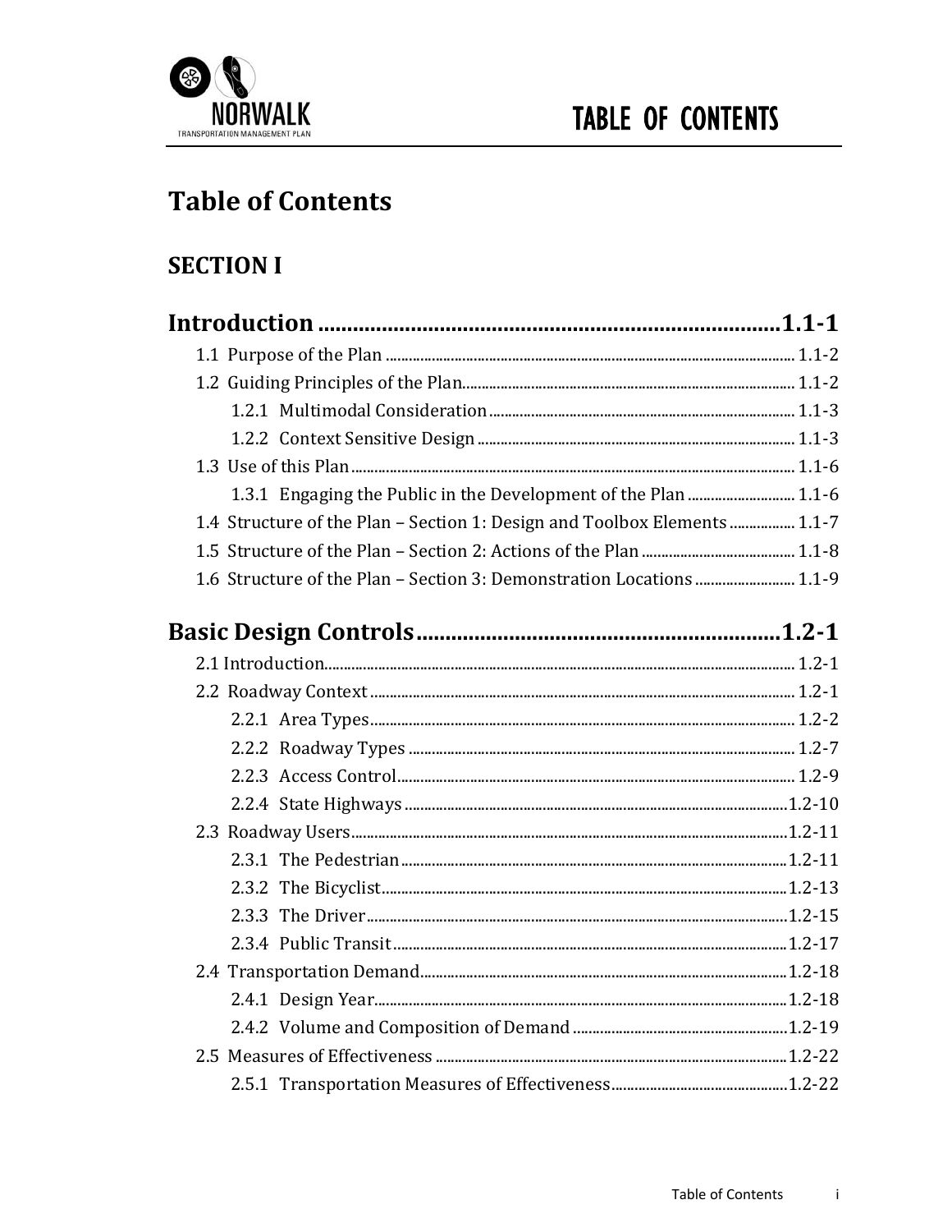# Table of Contents

## SECTION I

**Introduction ........................................................................ 1.1-1**

- 1.1 Purpose of the Plan ........................................................ 1.1-2
- 1.2 Guiding Principles of the Plan ........................................ 1.1-2
  - 1.2.1 Multimodal Consideration ......................................... 1.1-3
  - 1.2.2 Context Sensitive Design ........................................... 1.1-3
- 1.3 Use of this Plan ................................................................ 1.1-6
  - 1.3.1 Engaging the Public in the Development of the Plan ......... 1.1-6
- 1.4 Structure of the Plan – Section 1: Design and Toolbox Elements ......... 1.1-7
- 1.5 Structure of the Plan – Section 2: Actions of the Plan ......... 1.1-8
- 1.6 Structure of the Plan – Section 3: Demonstration Locations ......... 1.1-9

**Basic Design Controls ........................................................ 1.2-1**

- 2.1 Introduction ........................................................................ 1.2-1
- 2.2 Roadway Context ................................................................ 1.2-1
  - 2.2.1 Area Types ...................................................................... 1.2-2
  - 2.2.2 Roadway Types ................................................................ 1.2-7
  - 2.2.3 Access Control ................................................................ 1.2-9
  - 2.2.4 State Highways .............................................................. 1.2-10
- 2.3 Roadway Users .................................................................. 1.2-11
  - 2.3.1 The Pedestrian ............................................................... 1.2-11
  - 2.3.2 The Bicyclist ................................................................... 1.2-13
  - 2.3.3 The Driver ...................................................................... 1.2-15
  - 2.3.4 Public Transit ................................................................. 1.2-17
- 2.4 Transportation Demand ..................................................... 1.2-18
  - 2.4.1 Design Year .................................................................... 1.2-18
  - 2.4.2 Volume and Composition of Demand ................................ 1.2-19
- 2.5 Measures of Effectiveness .................................................. 1.2-22
  - 2.5.1 Transportation Measures of Effectiveness ........................ 1.2-22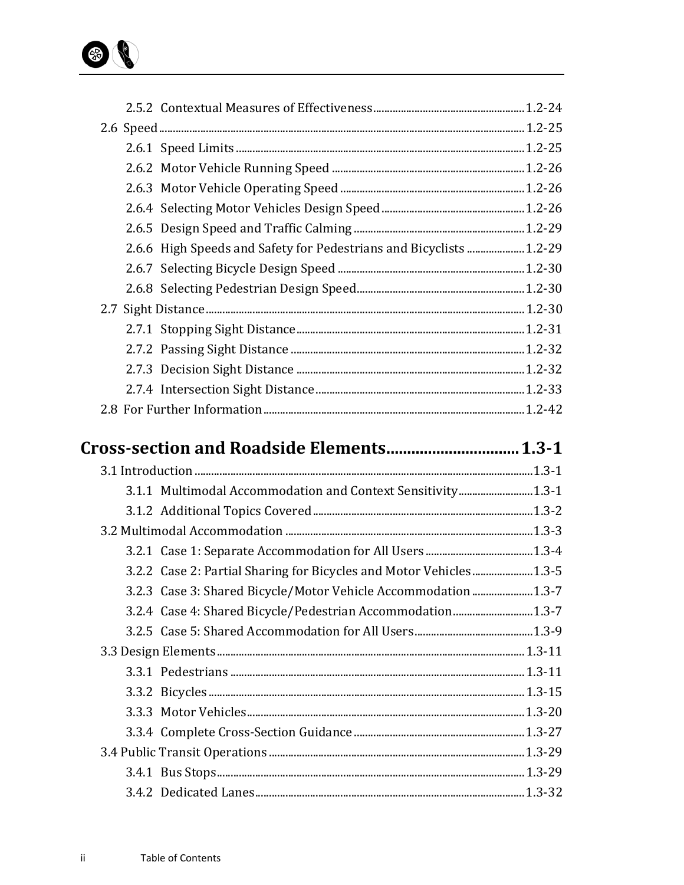- 2.5.2 Contextual Measures of Effectiveness ..... 1.2-24
- 2.6 Speed ..... 1.2-25
  - 2.6.1 Speed Limits ..... 1.2-25
  - 2.6.2 Motor Vehicle Running Speed ..... 1.2-26
  - 2.6.3 Motor Vehicle Operating Speed ..... 1.2-26
  - 2.6.4 Selecting Motor Vehicles Design Speed ..... 1.2-26
  - 2.6.5 Design Speed and Traffic Calming ..... 1.2-29
  - 2.6.6 High Speeds and Safety for Pedestrians and Bicyclists ..... 1.2-29
  - 2.6.7 Selecting Bicycle Design Speed ..... 1.2-30
  - 2.6.8 Selecting Pedestrian Design Speed ..... 1.2-30
- 2.7 Sight Distance ..... 1.2-30
  - 2.7.1 Stopping Sight Distance ..... 1.2-31
  - 2.7.2 Passing Sight Distance ..... 1.2-32
  - 2.7.3 Decision Sight Distance ..... 1.2-32
  - 2.7.4 Intersection Sight Distance ..... 1.2-33
- 2.8 For Further Information ..... 1.2-42

## Cross-section and Roadside Elements ..... 1.3-1

- 3.1 Introduction ..... 1.3-1
  - 3.1.1 Multimodal Accommodation and Context Sensitivity ..... 1.3-1
  - 3.1.2 Additional Topics Covered ..... 1.3-2
- 3.2 Multimodal Accommodation ..... 1.3-3
  - 3.2.1 Case 1: Separate Accommodation for All Users ..... 1.3-4
  - 3.2.2 Case 2: Partial Sharing for Bicycles and Motor Vehicles ..... 1.3-5
  - 3.2.3 Case 3: Shared Bicycle/Motor Vehicle Accommodation ..... 1.3-7
  - 3.2.4 Case 4: Shared Bicycle/Pedestrian Accommodation ..... 1.3-7
  - 3.2.5 Case 5: Shared Accommodation for All Users ..... 1.3-9
- 3.3 Design Elements ..... 1.3-11
  - 3.3.1 Pedestrians ..... 1.3-11
  - 3.3.2 Bicycles ..... 1.3-15
  - 3.3.3 Motor Vehicles ..... 1.3-20
  - 3.3.4 Complete Cross-Section Guidance ..... 1.3-27
- 3.4 Public Transit Operations ..... 1.3-29
  - 3.4.1 Bus Stops ..... 1.3-29
  - 3.4.2 Dedicated Lanes ..... 1.3-32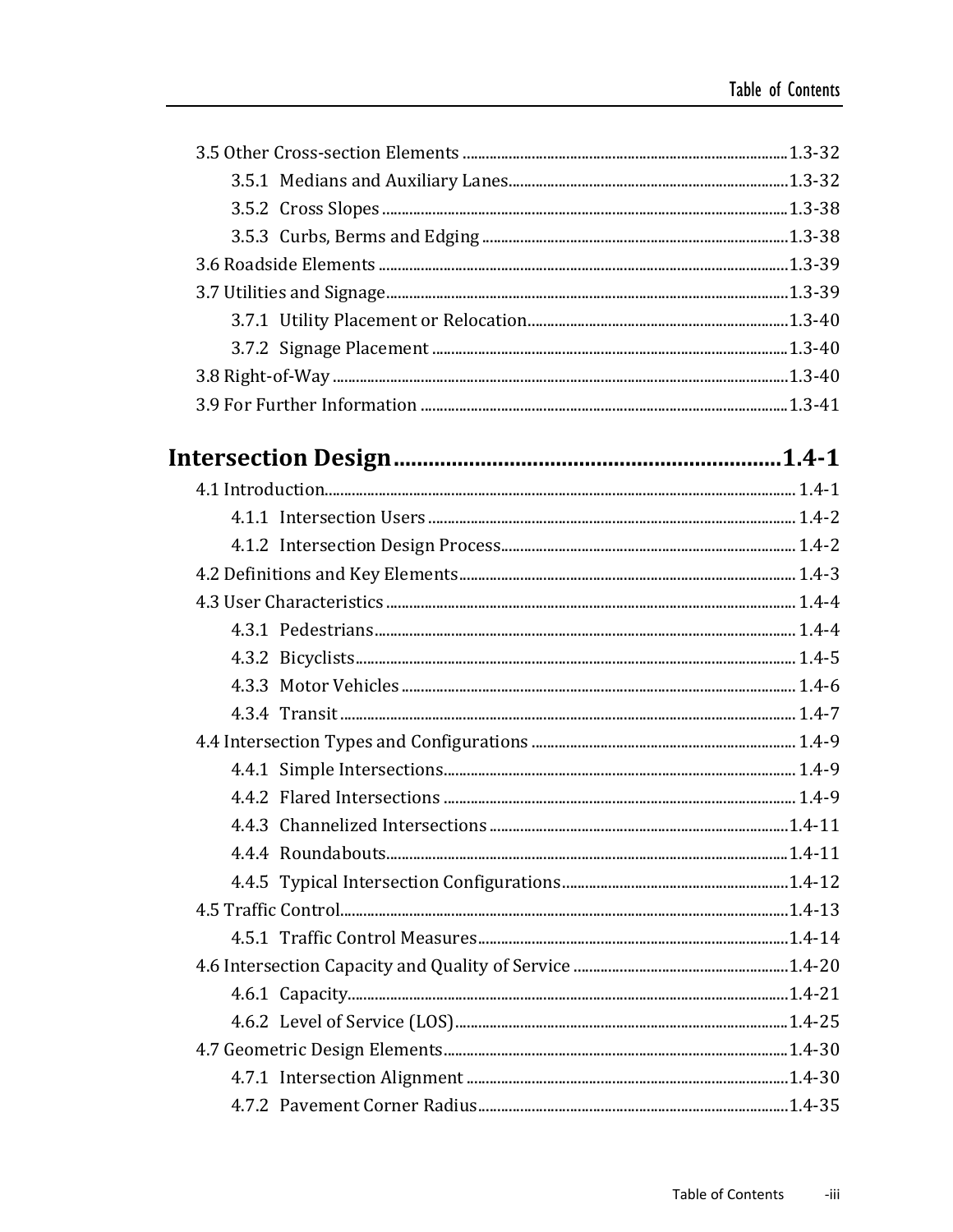3.5 Other Cross-section Elements ........................................................................................1.3-32

3.5.1 Medians and Auxiliary Lanes.......................................................................1.3-32

3.5.2 Cross Slopes .......................................................................................................1.3-38

3.5.3 Curbs, Berms and Edging ..............................................................................1.3-38

3.6 Roadside Elements .......................................................................................................1.3-39

3.7 Utilities and Signage......................................................................................................1.3-39

3.7.1 Utility Placement or Relocation..................................................................1.3-40

3.7.2 Signage Placement ..........................................................................................1.3-40

3.8 Right-of-Way ...................................................................................................................1.3-40

3.9 For Further Information .............................................................................................1.3-41

# Intersection Design.................................................................1.4-1

4.1 Introduction...................................................................................................................... 1.4-1

4.1.1 Intersection Users ............................................................................................ 1.4-2

4.1.2 Intersection Design Process........................................................................... 1.4-2

4.2 Definitions and Key Elements.................................................................................... 1.4-3

4.3 User Characteristics ....................................................................................................... 1.4-4

4.3.1 Pedestrians.......................................................................................................... 1.4-4

4.3.2 Bicyclists............................................................................................................... 1.4-5

4.3.3 Motor Vehicles ................................................................................................... 1.4-6

4.3.4 Transit .................................................................................................................. 1.4-7

4.4 Intersection Types and Configurations ................................................................... 1.4-9

4.4.1 Simple Intersections........................................................................................ 1.4-9

4.4.2 Flared Intersections ......................................................................................... 1.4-9

4.4.3 Channelized Intersections ...........................................................................1.4-11

4.4.4 Roundabouts.....................................................................................................1.4-11

4.4.5 Typical Intersection Configurations.........................................................1.4-12

4.5 Traffic Control................................................................................................................1.4-13

4.5.1 Traffic Control Measures...............................................................................1.4-14

4.6 Intersection Capacity and Quality of Service ......................................................1.4-20

4.6.1 Capacity...............................................................................................................1.4-21

4.6.2 Level of Service (LOS)....................................................................................1.4-25

4.7 Geometric Design Elements.......................................................................................1.4-30

4.7.1 Intersection Alignment .................................................................................1.4-30

4.7.2 Pavement Corner Radius..............................................................................1.4-35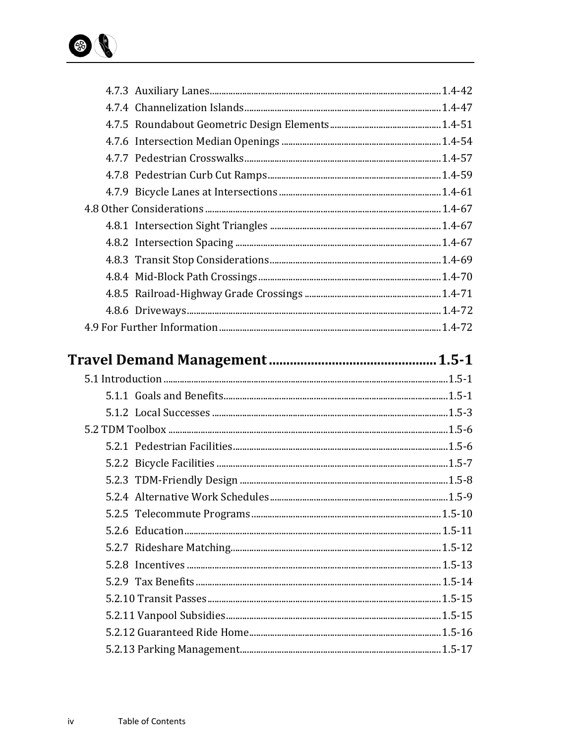- 4.7.3 Auxiliary Lanes ..... 1.4-42
- 4.7.4 Channelization Islands ..... 1.4-47
- 4.7.5 Roundabout Geometric Design Elements ..... 1.4-51
- 4.7.6 Intersection Median Openings ..... 1.4-54
- 4.7.7 Pedestrian Crosswalks ..... 1.4-57
- 4.7.8 Pedestrian Curb Cut Ramps ..... 1.4-59
- 4.7.9 Bicycle Lanes at Intersections ..... 1.4-61

4.8 Other Considerations ..... 1.4-67

- 4.8.1 Intersection Sight Triangles ..... 1.4-67
- 4.8.2 Intersection Spacing ..... 1.4-67
- 4.8.3 Transit Stop Considerations ..... 1.4-69
- 4.8.4 Mid-Block Path Crossings ..... 1.4-70
- 4.8.5 Railroad-Highway Grade Crossings ..... 1.4-71
- 4.8.6 Driveways ..... 1.4-72

4.9 For Further Information ..... 1.4-72

## Travel Demand Management ..... 1.5-1

5.1 Introduction ..... 1.5-1

- 5.1.1 Goals and Benefits ..... 1.5-1
- 5.1.2 Local Successes ..... 1.5-3

5.2 TDM Toolbox ..... 1.5-6

- 5.2.1 Pedestrian Facilities ..... 1.5-6
- 5.2.2 Bicycle Facilities ..... 1.5-7
- 5.2.3 TDM-Friendly Design ..... 1.5-8
- 5.2.4 Alternative Work Schedules ..... 1.5-9
- 5.2.5 Telecommute Programs ..... 1.5-10
- 5.2.6 Education ..... 1.5-11
- 5.2.7 Rideshare Matching ..... 1.5-12
- 5.2.8 Incentives ..... 1.5-13
- 5.2.9 Tax Benefits ..... 1.5-14
- 5.2.10 Transit Passes ..... 1.5-15
- 5.2.11 Vanpool Subsidies ..... 1.5-15
- 5.2.12 Guaranteed Ride Home ..... 1.5-16
- 5.2.13 Parking Management ..... 1.5-17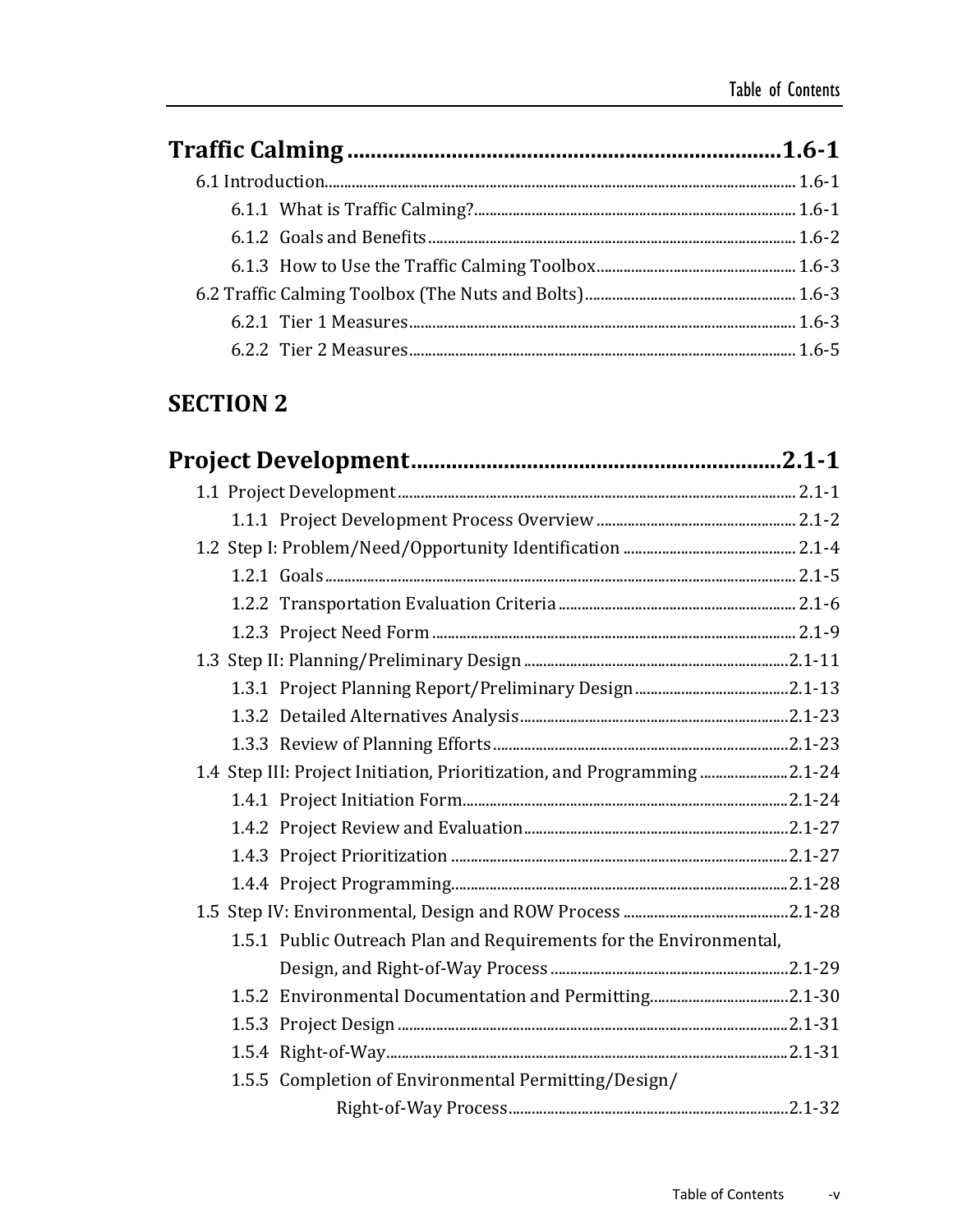## Traffic Calming ......................................................................1.6-1

6.1 Introduction........................................................................................................ 1.6-1

6.1.1 What is Traffic Calming?.................................................................................. 1.6-1

6.1.2 Goals and Benefits.............................................................................................. 1.6-2

6.1.3 How to Use the Traffic Calming Toolbox.................................................... 1.6-3

6.2 Traffic Calming Toolbox (The Nuts and Bolts)....................................................... 1.6-3

6.2.1 Tier 1 Measures.................................................................................................. 1.6-3

6.2.2 Tier 2 Measures.................................................................................................. 1.6-5

# SECTION 2

## Project Development..............................................................2.1-1

1.1 Project Development...................................................................................................... 2.1-1

1.1.1 Project Development Process Overview ................................................... 2.1-2

1.2 Step I: Problem/Need/Opportunity Identification ............................................ 2.1-4

1.2.1 Goals........................................................................................................................ 2.1-5

1.2.2 Transportation Evaluation Criteria ............................................................. 2.1-6

1.2.3 Project Need Form ............................................................................................ 2.1-9

1.3 Step II: Planning/Preliminary Design ....................................................................2.1-11

1.3.1 Project Planning Report/Preliminary Design.......................................2.1-13

1.3.2 Detailed Alternatives Analysis....................................................................2.1-23

1.3.3 Review of Planning Efforts ...........................................................................2.1-23

1.4 Step III: Project Initiation, Prioritization, and Programming .......................2.1-24

1.4.1 Project Initiation Form...................................................................................2.1-24

1.4.2 Project Review and Evaluation...................................................................2.1-27

1.4.3 Project Prioritization .....................................................................................2.1-27

1.4.4 Project Programming.....................................................................................2.1-28

1.5 Step IV: Environmental, Design and ROW Process ..........................................2.1-28

1.5.1 Public Outreach Plan and Requirements for the Environmental, Design, and Right-of-Way Process ..............................................................2.1-29

1.5.2 Environmental Documentation and Permitting...................................2.1-30

1.5.3 Project Design ...................................................................................................2.1-31

1.5.4 Right-of-Way......................................................................................................2.1-31

1.5.5 Completion of Environmental Permitting/Design/ Right-of-Way Process.......................................................................2.1-32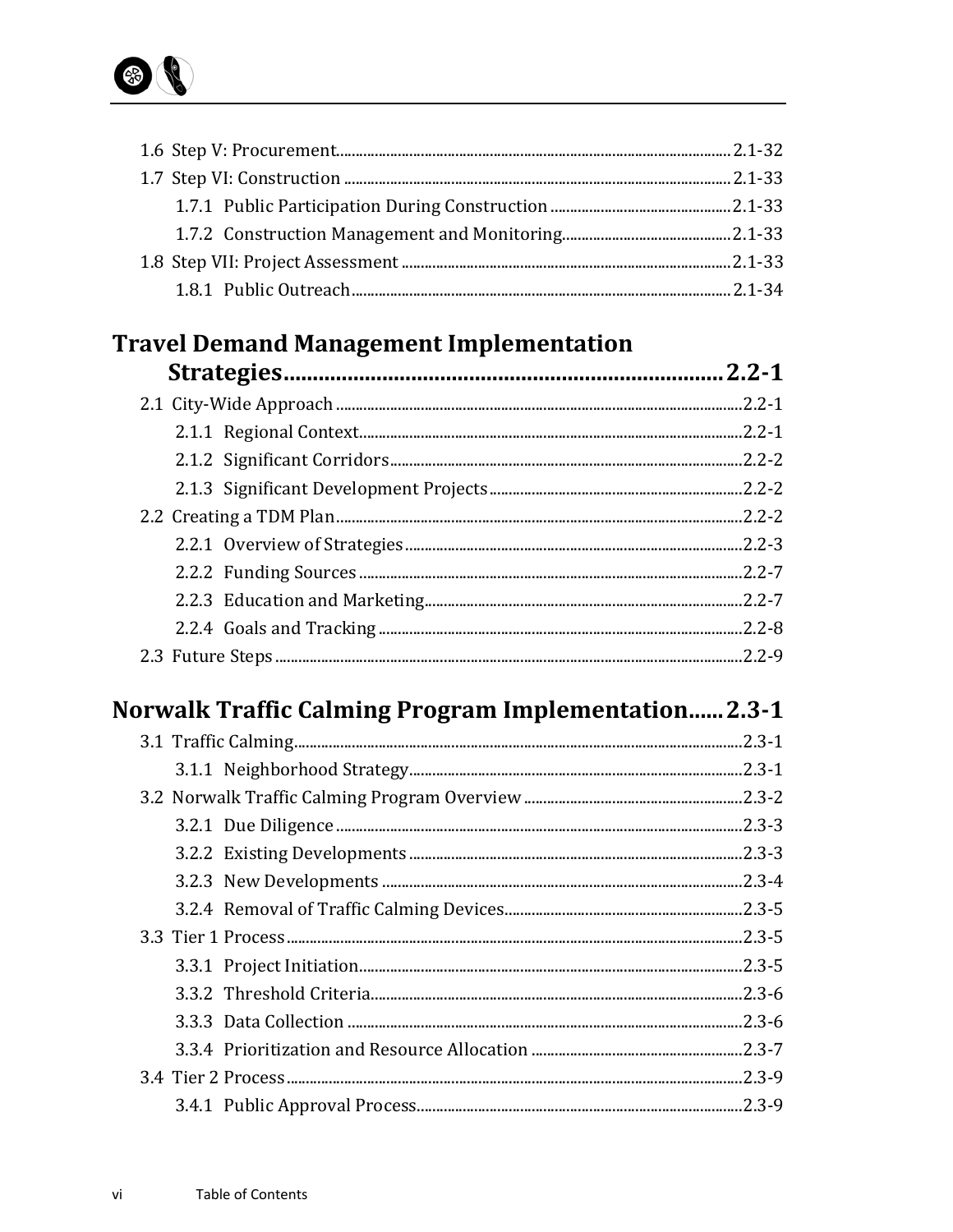1.6 Step V: Procurement ..... 2.1-32
1.7 Step VI: Construction ..... 2.1-33
  1.7.1 Public Participation During Construction ..... 2.1-33
  1.7.2 Construction Management and Monitoring ..... 2.1-33
1.8 Step VII: Project Assessment ..... 2.1-33
  1.8.1 Public Outreach ..... 2.1-34

## Travel Demand Management Implementation Strategies ..... 2.2-1

2.1 City-Wide Approach ..... 2.2-1
  2.1.1 Regional Context ..... 2.2-1
  2.1.2 Significant Corridors ..... 2.2-2
  2.1.3 Significant Development Projects ..... 2.2-2
2.2 Creating a TDM Plan ..... 2.2-2
  2.2.1 Overview of Strategies ..... 2.2-3
  2.2.2 Funding Sources ..... 2.2-7
  2.2.3 Education and Marketing ..... 2.2-7
  2.2.4 Goals and Tracking ..... 2.2-8
2.3 Future Steps ..... 2.2-9

## Norwalk Traffic Calming Program Implementation ..... 2.3-1

3.1 Traffic Calming ..... 2.3-1
  3.1.1 Neighborhood Strategy ..... 2.3-1
3.2 Norwalk Traffic Calming Program Overview ..... 2.3-2
  3.2.1 Due Diligence ..... 2.3-3
  3.2.2 Existing Developments ..... 2.3-3
  3.2.3 New Developments ..... 2.3-4
  3.2.4 Removal of Traffic Calming Devices ..... 2.3-5
3.3 Tier 1 Process ..... 2.3-5
  3.3.1 Project Initiation ..... 2.3-5
  3.3.2 Threshold Criteria ..... 2.3-6
  3.3.3 Data Collection ..... 2.3-6
  3.3.4 Prioritization and Resource Allocation ..... 2.3-7
3.4 Tier 2 Process ..... 2.3-9
  3.4.1 Public Approval Process ..... 2.3-9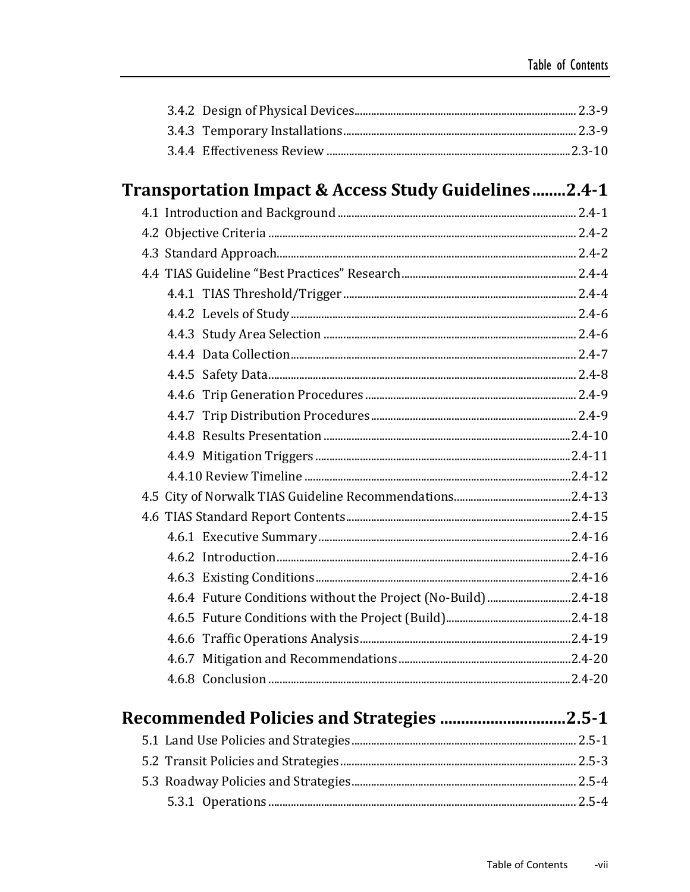3.4.2 Design of Physical Devices ..... 2.3-9
3.4.3 Temporary Installations ..... 2.3-9
3.4.4 Effectiveness Review ..... 2.3-10

## Transportation Impact & Access Study Guidelines ..... 2.4-1

4.1 Introduction and Background ..... 2.4-1
4.2 Objective Criteria ..... 2.4-2
4.3 Standard Approach ..... 2.4-2
4.4 TIAS Guideline “Best Practices” Research ..... 2.4-4
4.4.1 TIAS Threshold/Trigger ..... 2.4-4
4.4.2 Levels of Study ..... 2.4-6
4.4.3 Study Area Selection ..... 2.4-6
4.4.4 Data Collection ..... 2.4-7
4.4.5 Safety Data ..... 2.4-8
4.4.6 Trip Generation Procedures ..... 2.4-9
4.4.7 Trip Distribution Procedures ..... 2.4-9
4.4.8 Results Presentation ..... 2.4-10
4.4.9 Mitigation Triggers ..... 2.4-11
4.4.10 Review Timeline ..... 2.4-12
4.5 City of Norwalk TIAS Guideline Recommendations ..... 2.4-13
4.6 TIAS Standard Report Contents ..... 2.4-15
4.6.1 Executive Summary ..... 2.4-16
4.6.2 Introduction ..... 2.4-16
4.6.3 Existing Conditions ..... 2.4-16
4.6.4 Future Conditions without the Project (No-Build) ..... 2.4-18
4.6.5 Future Conditions with the Project (Build) ..... 2.4-18
4.6.6 Traffic Operations Analysis ..... 2.4-19
4.6.7 Mitigation and Recommendations ..... 2.4-20
4.6.8 Conclusion ..... 2.4-20

## Recommended Policies and Strategies ..... 2.5-1

5.1 Land Use Policies and Strategies ..... 2.5-1
5.2 Transit Policies and Strategies ..... 2.5-3
5.3 Roadway Policies and Strategies ..... 2.5-4
5.3.1 Operations ..... 2.5-4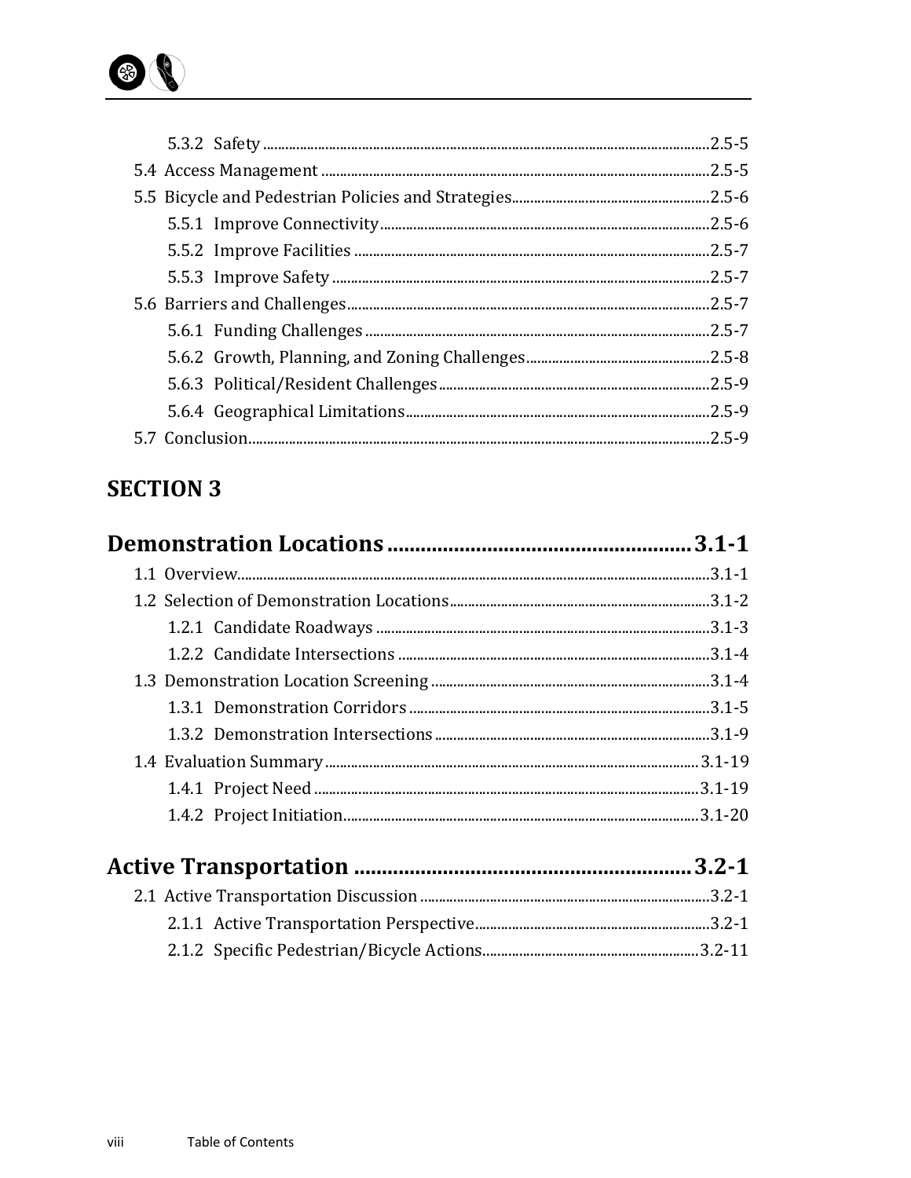5.3.2 Safety ........................................................................................................ 2.5-5

5.4 Access Management ......................................................................................... 2.5-5

5.5 Bicycle and Pedestrian Policies and Strategies ................................................. 2.5-6

5.5.1 Improve Connectivity ................................................................................... 2.5-6

5.5.2 Improve Facilities ......................................................................................... 2.5-7

5.5.3 Improve Safety ............................................................................................. 2.5-7

5.6 Barriers and Challenges ...................................................................................... 2.5-7

5.6.1 Funding Challenges ....................................................................................... 2.5-7

5.6.2 Growth, Planning, and Zoning Challenges ...................................................... 2.5-8

5.6.3 Political/Resident Challenges ......................................................................... 2.5-9

5.6.4 Geographical Limitations ............................................................................... 2.5-9

5.7 Conclusion ........................................................................................................ 2.5-9

## SECTION 3

## Demonstration Locations ........................................ 3.1-1

1.1 Overview ........................................................................................................... 3.1-1

1.2 Selection of Demonstration Locations ................................................................ 3.1-2

1.2.1 Candidate Roadways ..................................................................................... 3.1-3

1.2.2 Candidate Intersections ................................................................................. 3.1-4

1.3 Demonstration Location Screening .................................................................... 3.1-4

1.3.1 Demonstration Corridors ............................................................................... 3.1-5

1.3.2 Demonstration Intersections .......................................................................... 3.1-9

1.4 Evaluation Summary .......................................................................................... 3.1-19

1.4.1 Project Need ................................................................................................. 3.1-19

1.4.2 Project Initiation ............................................................................................ 3.1-20

## Active Transportation ............................................ 3.2-1

2.1 Active Transportation Discussion ....................................................................... 3.2-1

2.1.1 Active Transportation Perspective .................................................................. 3.2-1

2.1.2 Specific Pedestrian/Bicycle Actions ................................................................ 3.2-11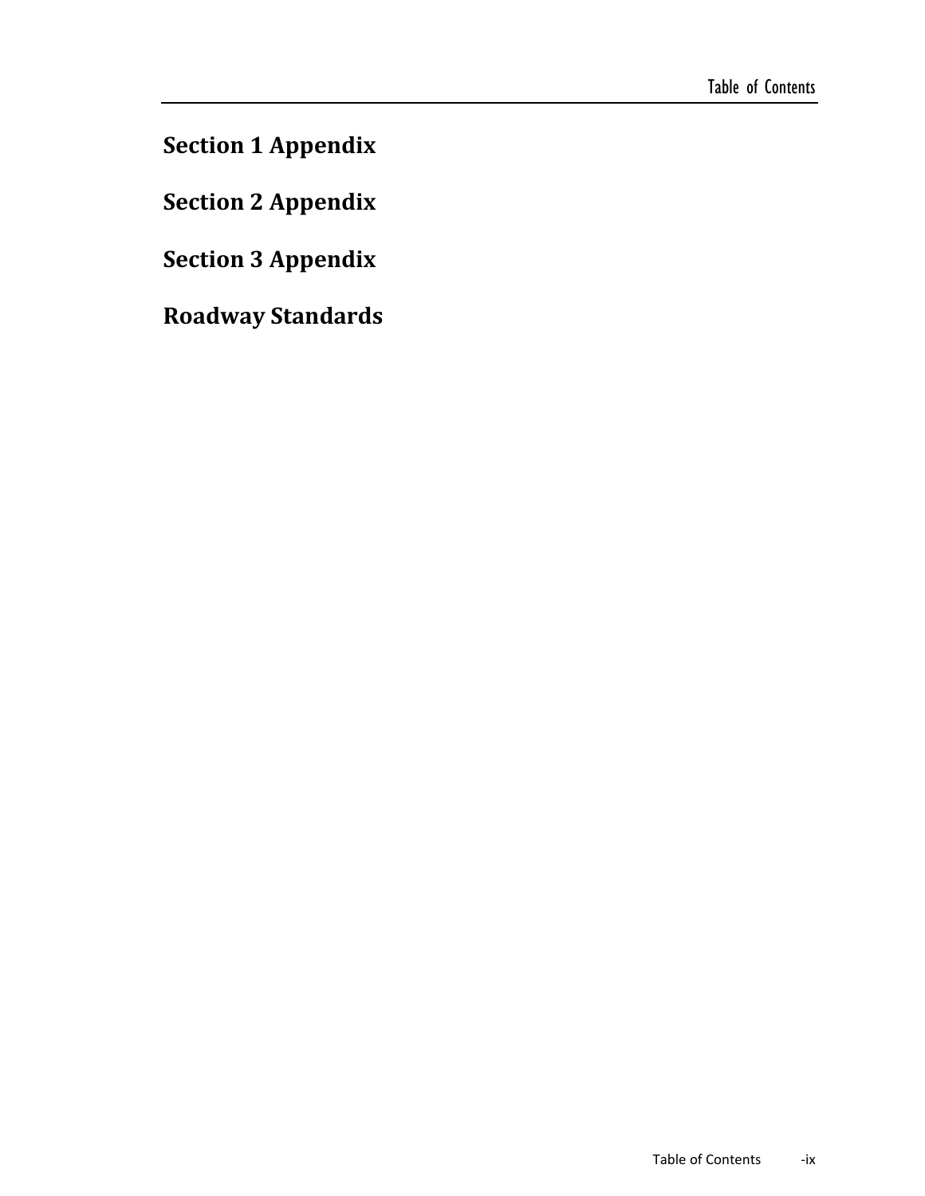## Section 1 Appendix

## Section 2 Appendix

## Section 3 Appendix

## Roadway Standards